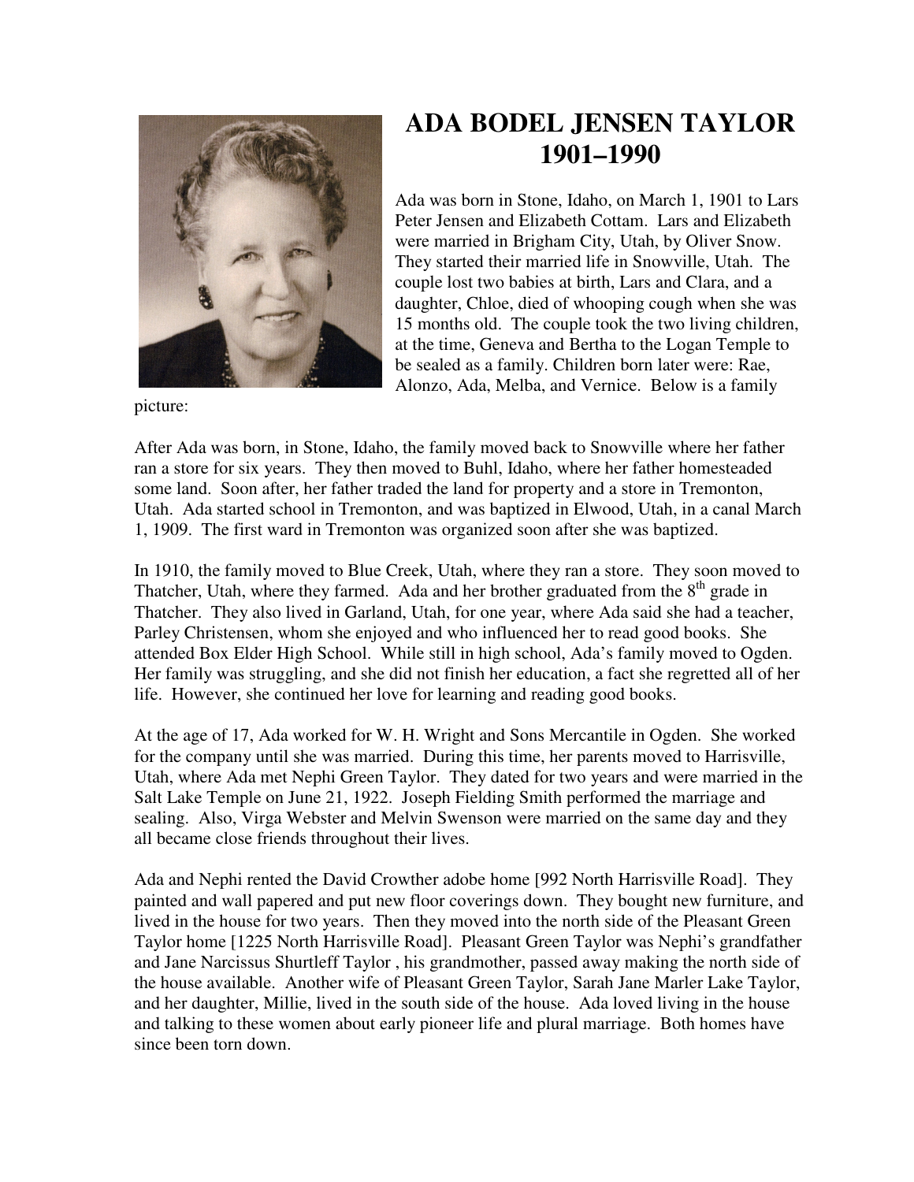# ADA BODEL JENSEN TAYLOR
## 1901–1990

Ada was born in Stone, Idaho, on March 1, 1901 to Lars Peter Jensen and Elizabeth Cottam. Lars and Elizabeth were married in Brigham City, Utah, by Oliver Snow. They started their married life in Snowville, Utah. The couple lost two babies at birth, Lars and Clara, and a daughter, Chloe, died of whooping cough when she was 15 months old. The couple took the two living children, at the time, Geneva and Bertha to the Logan Temple to be sealed as a family. Children born later were: Rae, Alonzo, Ada, Melba, and Vernice. Below is a family picture:

After Ada was born, in Stone, Idaho, the family moved back to Snowville where her father ran a store for six years. They then moved to Buhl, Idaho, where her father homesteaded some land. Soon after, her father traded the land for property and a store in Tremonton, Utah. Ada started school in Tremonton, and was baptized in Elwood, Utah, in a canal March 1, 1909. The first ward in Tremonton was organized soon after she was baptized.

In 1910, the family moved to Blue Creek, Utah, where they ran a store. They soon moved to Thatcher, Utah, where they farmed. Ada and her brother graduated from the 8th grade in Thatcher. They also lived in Garland, Utah, for one year, where Ada said she had a teacher, Parley Christensen, whom she enjoyed and who influenced her to read good books. She attended Box Elder High School. While still in high school, Ada's family moved to Ogden. Her family was struggling, and she did not finish her education, a fact she regretted all of her life. However, she continued her love for learning and reading good books.

At the age of 17, Ada worked for W. H. Wright and Sons Mercantile in Ogden. She worked for the company until she was married. During this time, her parents moved to Harrisville, Utah, where Ada met Nephi Green Taylor. They dated for two years and were married in the Salt Lake Temple on June 21, 1922. Joseph Fielding Smith performed the marriage and sealing. Also, Virga Webster and Melvin Swenson were married on the same day and they all became close friends throughout their lives.

Ada and Nephi rented the David Crowther adobe home [992 North Harrisville Road]. They painted and wall papered and put new floor coverings down. They bought new furniture, and lived in the house for two years. Then they moved into the north side of the Pleasant Green Taylor home [1225 North Harrisville Road]. Pleasant Green Taylor was Nephi's grandfather and Jane Narcissus Shurtleff Taylor , his grandmother, passed away making the north side of the house available. Another wife of Pleasant Green Taylor, Sarah Jane Marler Lake Taylor, and her daughter, Millie, lived in the south side of the house. Ada loved living in the house and talking to these women about early pioneer life and plural marriage. Both homes have since been torn down.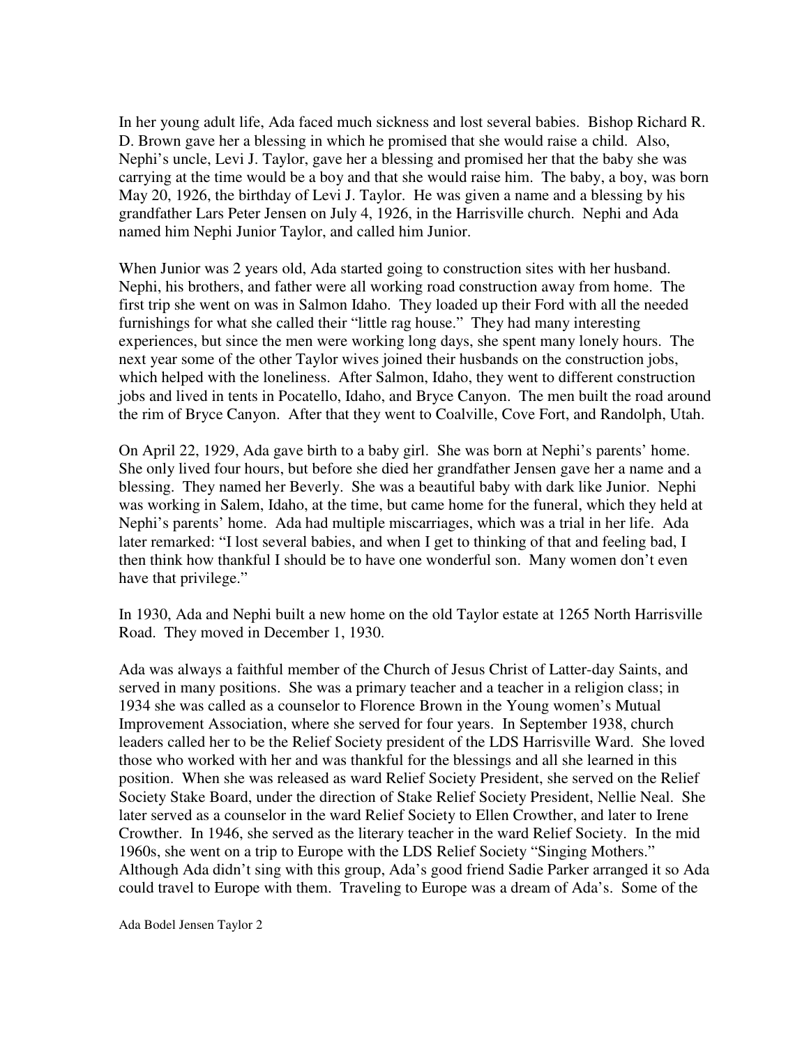In her young adult life, Ada faced much sickness and lost several babies. Bishop Richard R. D. Brown gave her a blessing in which he promised that she would raise a child. Also, Nephi's uncle, Levi J. Taylor, gave her a blessing and promised her that the baby she was carrying at the time would be a boy and that she would raise him. The baby, a boy, was born May 20, 1926, the birthday of Levi J. Taylor. He was given a name and a blessing by his grandfather Lars Peter Jensen on July 4, 1926, in the Harrisville church. Nephi and Ada named him Nephi Junior Taylor, and called him Junior.

When Junior was 2 years old, Ada started going to construction sites with her husband. Nephi, his brothers, and father were all working road construction away from home. The first trip she went on was in Salmon Idaho. They loaded up their Ford with all the needed furnishings for what she called their "little rag house." They had many interesting experiences, but since the men were working long days, she spent many lonely hours. The next year some of the other Taylor wives joined their husbands on the construction jobs, which helped with the loneliness. After Salmon, Idaho, they went to different construction jobs and lived in tents in Pocatello, Idaho, and Bryce Canyon. The men built the road around the rim of Bryce Canyon. After that they went to Coalville, Cove Fort, and Randolph, Utah.

On April 22, 1929, Ada gave birth to a baby girl. She was born at Nephi's parents' home. She only lived four hours, but before she died her grandfather Jensen gave her a name and a blessing. They named her Beverly. She was a beautiful baby with dark like Junior. Nephi was working in Salem, Idaho, at the time, but came home for the funeral, which they held at Nephi's parents' home. Ada had multiple miscarriages, which was a trial in her life. Ada later remarked: "I lost several babies, and when I get to thinking of that and feeling bad, I then think how thankful I should be to have one wonderful son. Many women don't even have that privilege."

In 1930, Ada and Nephi built a new home on the old Taylor estate at 1265 North Harrisville Road. They moved in December 1, 1930.

Ada was always a faithful member of the Church of Jesus Christ of Latter-day Saints, and served in many positions. She was a primary teacher and a teacher in a religion class; in 1934 she was called as a counselor to Florence Brown in the Young women's Mutual Improvement Association, where she served for four years. In September 1938, church leaders called her to be the Relief Society president of the LDS Harrisville Ward. She loved those who worked with her and was thankful for the blessings and all she learned in this position. When she was released as ward Relief Society President, she served on the Relief Society Stake Board, under the direction of Stake Relief Society President, Nellie Neal. She later served as a counselor in the ward Relief Society to Ellen Crowther, and later to Irene Crowther. In 1946, she served as the literary teacher in the ward Relief Society. In the mid 1960s, she went on a trip to Europe with the LDS Relief Society "Singing Mothers." Although Ada didn't sing with this group, Ada's good friend Sadie Parker arranged it so Ada could travel to Europe with them. Traveling to Europe was a dream of Ada's. Some of the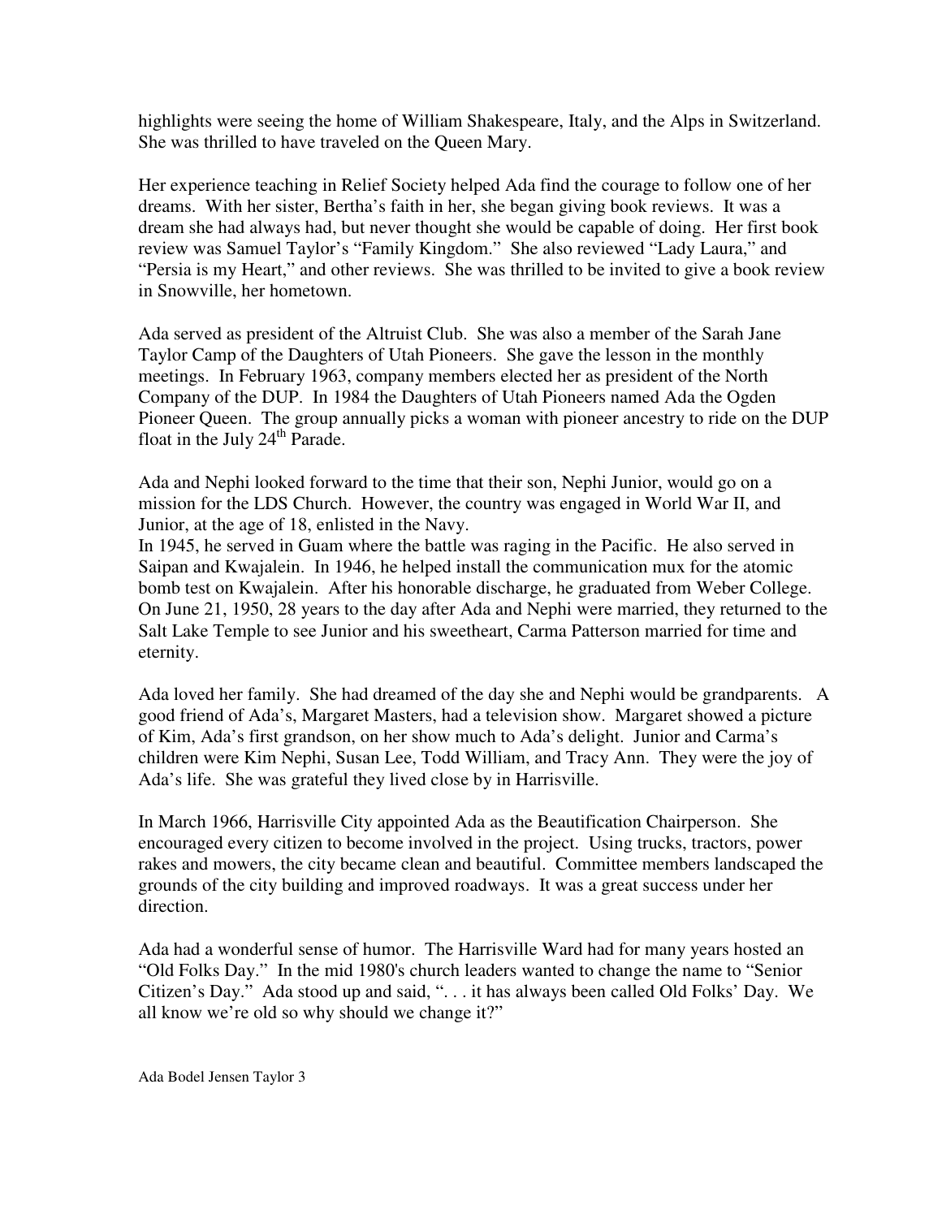highlights were seeing the home of William Shakespeare, Italy, and the Alps in Switzerland. She was thrilled to have traveled on the Queen Mary.

Her experience teaching in Relief Society helped Ada find the courage to follow one of her dreams. With her sister, Bertha's faith in her, she began giving book reviews. It was a dream she had always had, but never thought she would be capable of doing. Her first book review was Samuel Taylor's "Family Kingdom." She also reviewed "Lady Laura," and "Persia is my Heart," and other reviews. She was thrilled to be invited to give a book review in Snowville, her hometown.

Ada served as president of the Altruist Club. She was also a member of the Sarah Jane Taylor Camp of the Daughters of Utah Pioneers. She gave the lesson in the monthly meetings. In February 1963, company members elected her as president of the North Company of the DUP. In 1984 the Daughters of Utah Pioneers named Ada the Ogden Pioneer Queen. The group annually picks a woman with pioneer ancestry to ride on the DUP float in the July 24th Parade.

Ada and Nephi looked forward to the time that their son, Nephi Junior, would go on a mission for the LDS Church. However, the country was engaged in World War II, and Junior, at the age of 18, enlisted in the Navy.

In 1945, he served in Guam where the battle was raging in the Pacific. He also served in Saipan and Kwajalein. In 1946, he helped install the communication mux for the atomic bomb test on Kwajalein. After his honorable discharge, he graduated from Weber College. On June 21, 1950, 28 years to the day after Ada and Nephi were married, they returned to the Salt Lake Temple to see Junior and his sweetheart, Carma Patterson married for time and eternity.

Ada loved her family. She had dreamed of the day she and Nephi would be grandparents. A good friend of Ada's, Margaret Masters, had a television show. Margaret showed a picture of Kim, Ada's first grandson, on her show much to Ada's delight. Junior and Carma's children were Kim Nephi, Susan Lee, Todd William, and Tracy Ann. They were the joy of Ada's life. She was grateful they lived close by in Harrisville.

In March 1966, Harrisville City appointed Ada as the Beautification Chairperson. She encouraged every citizen to become involved in the project. Using trucks, tractors, power rakes and mowers, the city became clean and beautiful. Committee members landscaped the grounds of the city building and improved roadways. It was a great success under her direction.

Ada had a wonderful sense of humor. The Harrisville Ward had for many years hosted an "Old Folks Day." In the mid 1980's church leaders wanted to change the name to "Senior Citizen's Day." Ada stood up and said, ". . . it has always been called Old Folks' Day. We all know we're old so why should we change it?"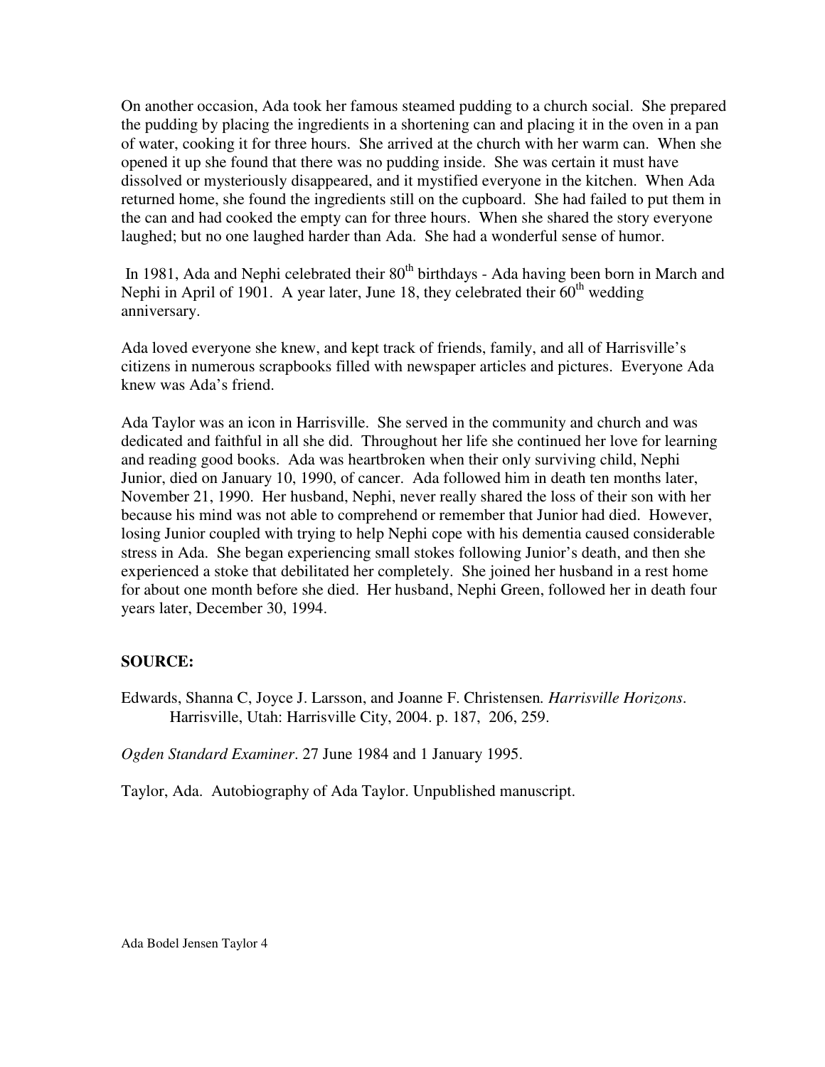On another occasion, Ada took her famous steamed pudding to a church social. She prepared the pudding by placing the ingredients in a shortening can and placing it in the oven in a pan of water, cooking it for three hours. She arrived at the church with her warm can. When she opened it up she found that there was no pudding inside. She was certain it must have dissolved or mysteriously disappeared, and it mystified everyone in the kitchen. When Ada returned home, she found the ingredients still on the cupboard. She had failed to put them in the can and had cooked the empty can for three hours. When she shared the story everyone laughed; but no one laughed harder than Ada. She had a wonderful sense of humor.

In 1981, Ada and Nephi celebrated their 80th birthdays - Ada having been born in March and Nephi in April of 1901. A year later, June 18, they celebrated their 60th wedding anniversary.

Ada loved everyone she knew, and kept track of friends, family, and all of Harrisville's citizens in numerous scrapbooks filled with newspaper articles and pictures. Everyone Ada knew was Ada's friend.

Ada Taylor was an icon in Harrisville. She served in the community and church and was dedicated and faithful in all she did. Throughout her life she continued her love for learning and reading good books. Ada was heartbroken when their only surviving child, Nephi Junior, died on January 10, 1990, of cancer. Ada followed him in death ten months later, November 21, 1990. Her husband, Nephi, never really shared the loss of their son with her because his mind was not able to comprehend or remember that Junior had died. However, losing Junior coupled with trying to help Nephi cope with his dementia caused considerable stress in Ada. She began experiencing small stokes following Junior's death, and then she experienced a stoke that debilitated her completely. She joined her husband in a rest home for about one month before she died. Her husband, Nephi Green, followed her in death four years later, December 30, 1994.

**SOURCE:**

Edwards, Shanna C, Joyce J. Larsson, and Joanne F. Christensen. *Harrisville Horizons*. Harrisville, Utah: Harrisville City, 2004. p. 187, 206, 259.

*Ogden Standard Examiner*. 27 June 1984 and 1 January 1995.

Taylor, Ada. Autobiography of Ada Taylor. Unpublished manuscript.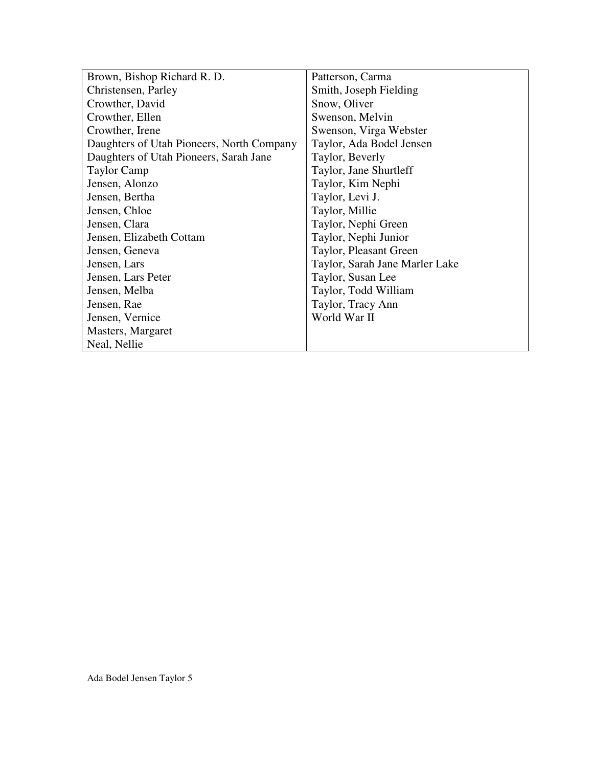| | |
|---|---|
| Brown, Bishop Richard R. D. | Patterson, Carma |
| Christensen, Parley | Smith, Joseph Fielding |
| Crowther, David | Snow, Oliver |
| Crowther, Ellen | Swenson, Melvin |
| Crowther, Irene | Swenson, Virga Webster |
| Daughters of Utah Pioneers, North Company | Taylor, Ada Bodel Jensen |
| Daughters of Utah Pioneers, Sarah Jane Taylor Camp | Taylor, Beverly |
| Jensen, Alonzo | Taylor, Jane Shurtleff |
| Jensen, Bertha | Taylor, Kim Nephi |
| Jensen, Chloe | Taylor, Levi J. |
| Jensen, Clara | Taylor, Millie |
| Jensen, Elizabeth Cottam | Taylor, Nephi Green |
| Jensen, Geneva | Taylor, Nephi Junior |
| Jensen, Lars | Taylor, Pleasant Green |
| Jensen, Lars Peter | Taylor, Sarah Jane Marler Lake |
| Jensen, Melba | Taylor, Susan Lee |
| Jensen, Rae | Taylor, Todd William |
| Jensen, Vernice | Taylor, Tracy Ann |
| Masters, Margaret | World War II |
| Neal, Nellie | |